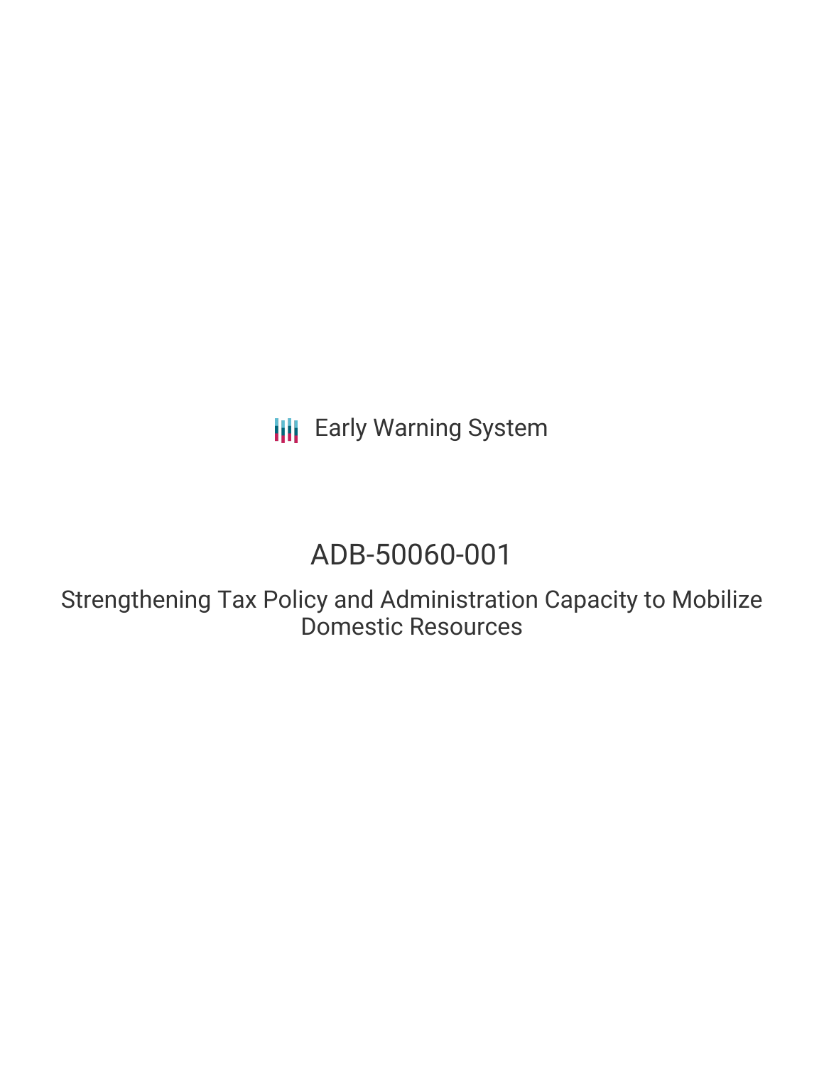Early Warning System

# ADB-50060-001

## Strengthening Tax Policy and Administration Capacity to Mobilize Domestic Resources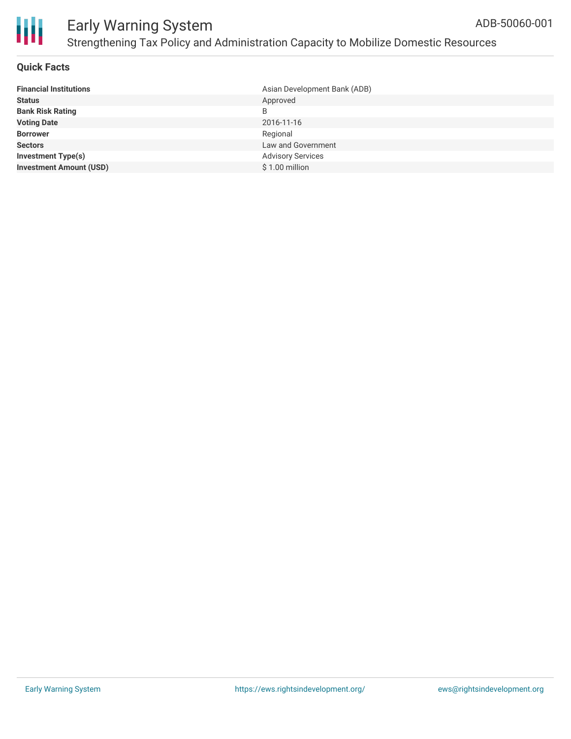# Early Warning System

## Strengthening Tax Policy and Administration Capacity to Mobilize Domestic Resources

ADB-50060-001

### Quick Facts

| | |
|---|---|
| **Financial Institutions** | Asian Development Bank (ADB) |
| **Status** | Approved |
| **Bank Risk Rating** | B |
| **Voting Date** | 2016-11-16 |
| **Borrower** | Regional |
| **Sectors** | Law and Government |
| **Investment Type(s)** | Advisory Services |
| **Investment Amount (USD)** | $ 1.00 million |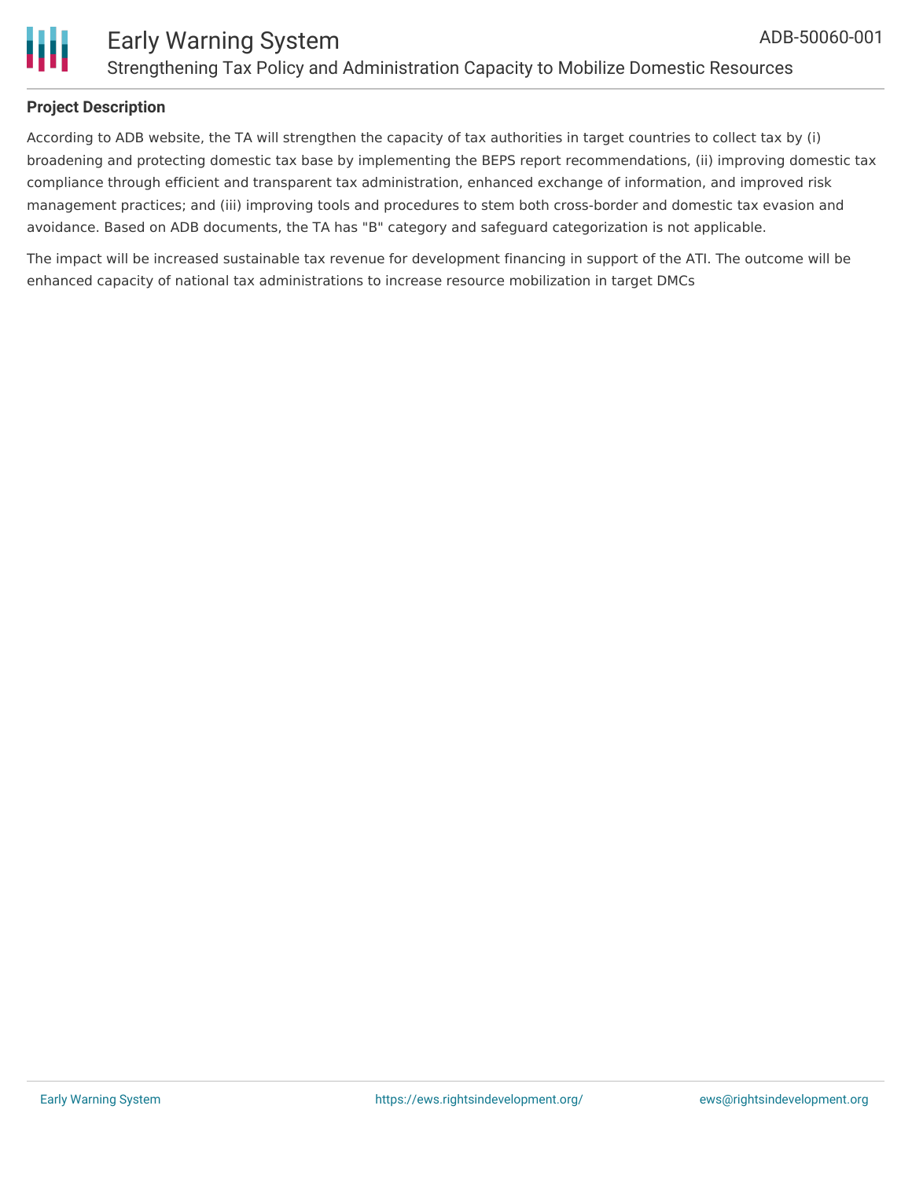## Project Description

According to ADB website, the TA will strengthen the capacity of tax authorities in target countries to collect tax by (i) broadening and protecting domestic tax base by implementing the BEPS report recommendations, (ii) improving domestic tax compliance through efficient and transparent tax administration, enhanced exchange of information, and improved risk management practices; and (iii) improving tools and procedures to stem both cross-border and domestic tax evasion and avoidance. Based on ADB documents, the TA has "B" category and safeguard categorization is not applicable.

The impact will be increased sustainable tax revenue for development financing in support of the ATI. The outcome will be enhanced capacity of national tax administrations to increase resource mobilization in target DMCs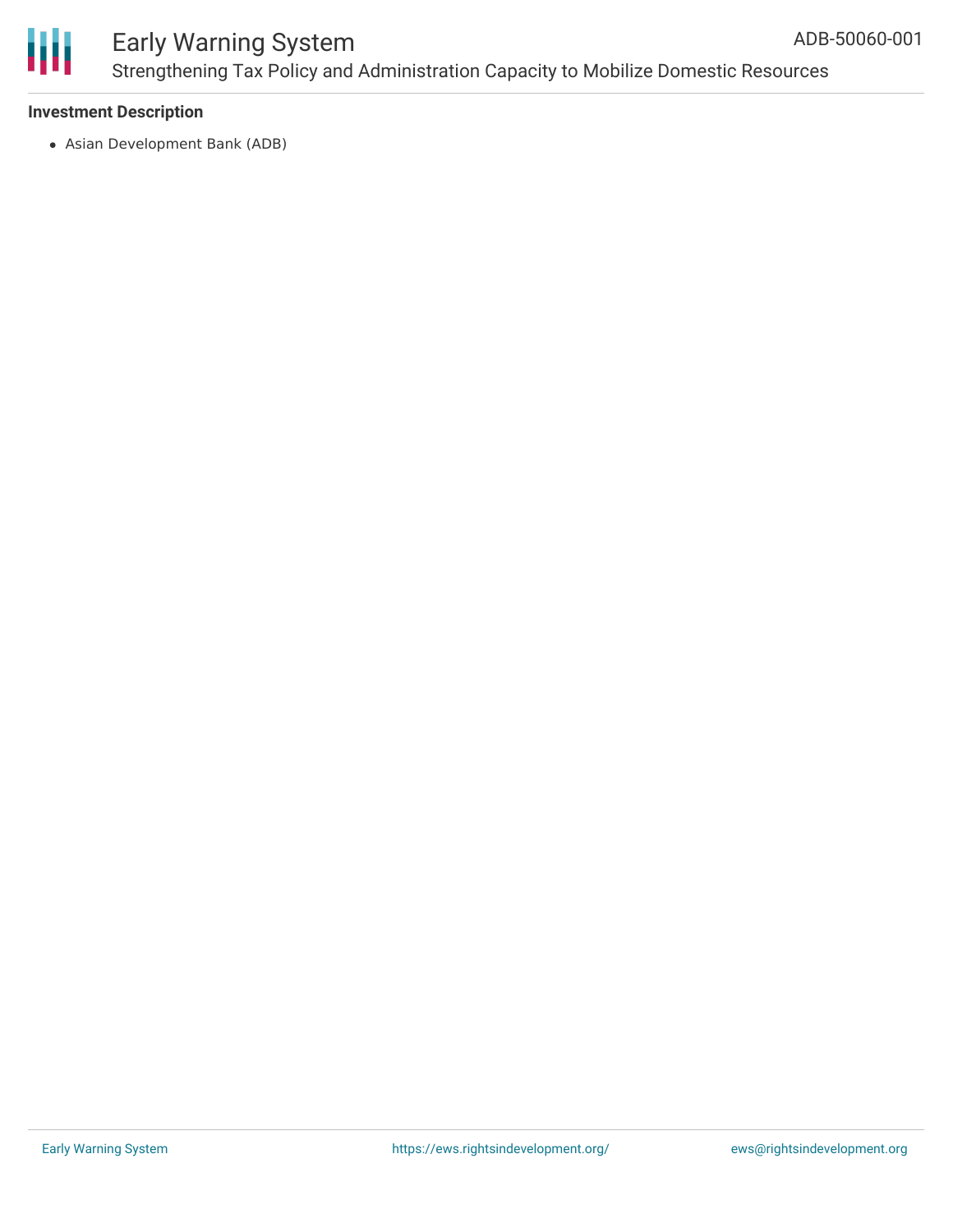### Investment Description

- Asian Development Bank (ADB)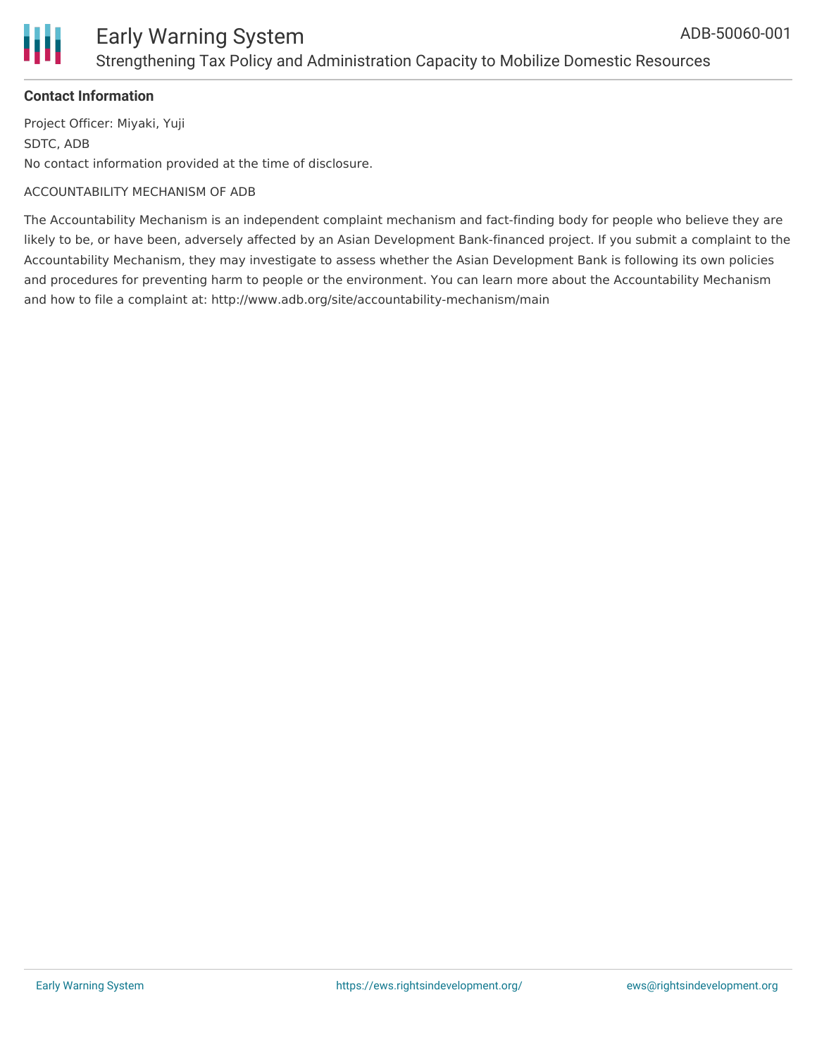### Contact Information

Project Officer: Miyaki, Yuji

SDTC, ADB

No contact information provided at the time of disclosure.

ACCOUNTABILITY MECHANISM OF ADB

The Accountability Mechanism is an independent complaint mechanism and fact-finding body for people who believe they are likely to be, or have been, adversely affected by an Asian Development Bank-financed project. If you submit a complaint to the Accountability Mechanism, they may investigate to assess whether the Asian Development Bank is following its own policies and procedures for preventing harm to people or the environment. You can learn more about the Accountability Mechanism and how to file a complaint at: http://www.adb.org/site/accountability-mechanism/main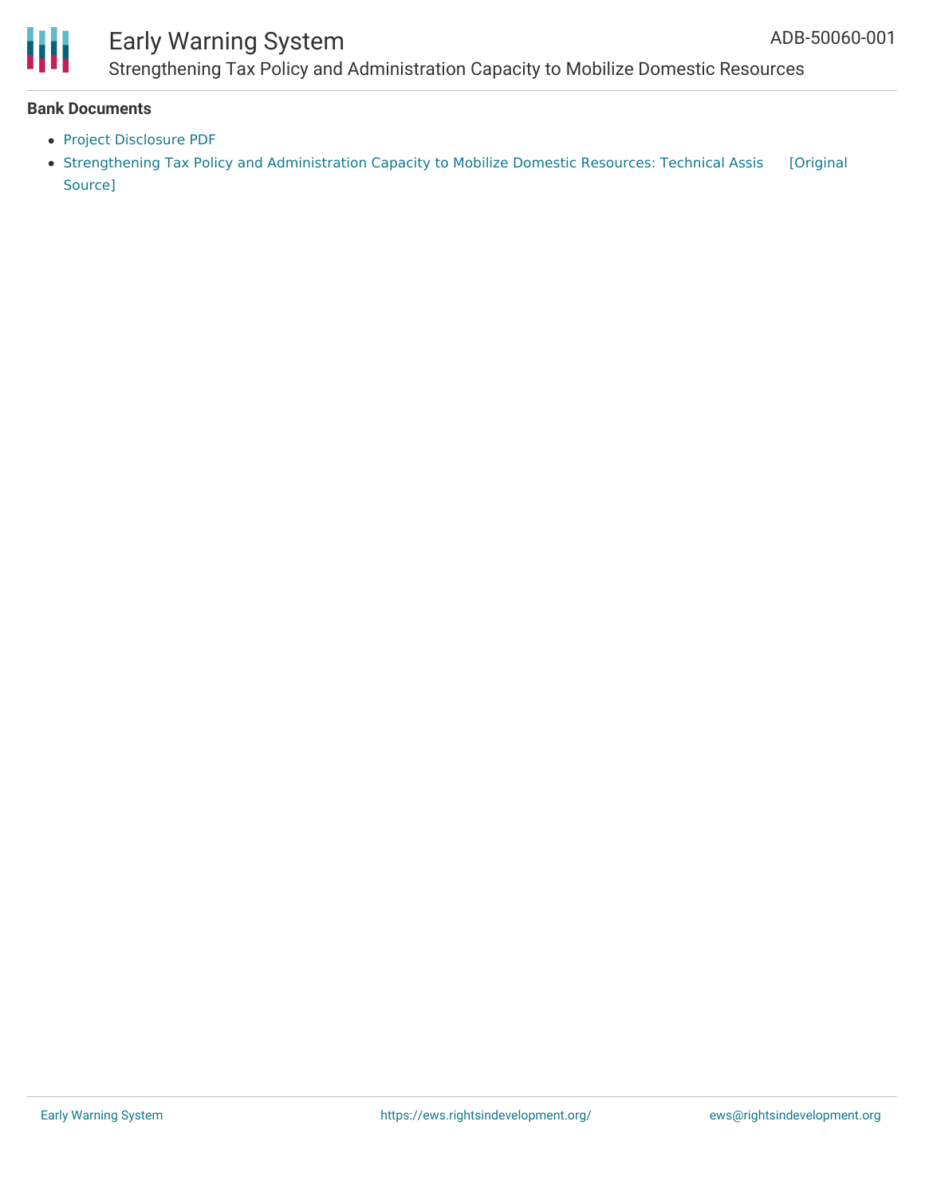**Bank Documents**

- Project Disclosure PDF
- Strengthening Tax Policy and Administration Capacity to Mobilize Domestic Resources: Technical Assis [Original Source]